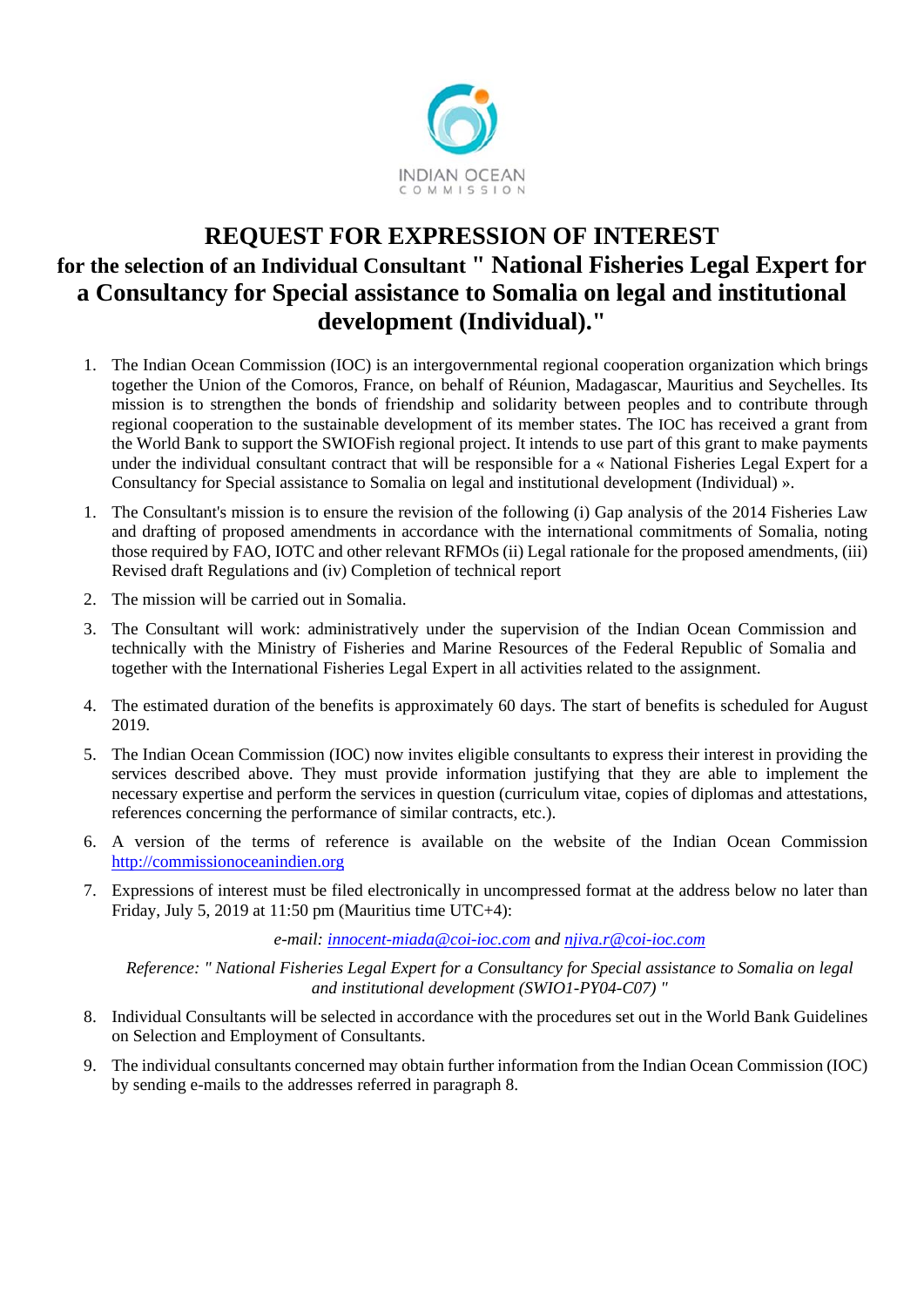INDIAN OCEAN COMMISSION

# REQUEST FOR EXPRESSION OF INTEREST

## for the selection of an Individual Consultant " National Fisheries Legal Expert for a Consultancy for Special assistance to Somalia on legal and institutional development (Individual)."

1. The Indian Ocean Commission (IOC) is an intergovernmental regional cooperation organization which brings together the Union of the Comoros, France, on behalf of Réunion, Madagascar, Mauritius and Seychelles. Its mission is to strengthen the bonds of friendship and solidarity between peoples and to contribute through regional cooperation to the sustainable development of its member states. The IOC has received a grant from the World Bank to support the SWIOFish regional project. It intends to use part of this grant to make payments under the individual consultant contract that will be responsible for a « National Fisheries Legal Expert for a Consultancy for Special assistance to Somalia on legal and institutional development (Individual) ».

1. The Consultant's mission is to ensure the revision of the following (i) Gap analysis of the 2014 Fisheries Law and drafting of proposed amendments in accordance with the international commitments of Somalia, noting those required by FAO, IOTC and other relevant RFMOs (ii) Legal rationale for the proposed amendments, (iii) Revised draft Regulations and (iv) Completion of technical report

2. The mission will be carried out in Somalia.

3. The Consultant will work: administratively under the supervision of the Indian Ocean Commission and technically with the Ministry of Fisheries and Marine Resources of the Federal Republic of Somalia and together with the International Fisheries Legal Expert in all activities related to the assignment.

4. The estimated duration of the benefits is approximately 60 days. The start of benefits is scheduled for August 2019.

5. The Indian Ocean Commission (IOC) now invites eligible consultants to express their interest in providing the services described above. They must provide information justifying that they are able to implement the necessary expertise and perform the services in question (curriculum vitae, copies of diplomas and attestations, references concerning the performance of similar contracts, etc.).

6. A version of the terms of reference is available on the website of the Indian Ocean Commission http://commissionoceanindien.org

7. Expressions of interest must be filed electronically in uncompressed format at the address below no later than Friday, July 5, 2019 at 11:50 pm (Mauritius time UTC+4):

   *e-mail: innocent-miada@coi-ioc.com and njiva.r@coi-ioc.com*

   *Reference: " National Fisheries Legal Expert for a Consultancy for Special assistance to Somalia on legal and institutional development (SWIO1-PY04-C07) "*

8. Individual Consultants will be selected in accordance with the procedures set out in the World Bank Guidelines on Selection and Employment of Consultants.

9. The individual consultants concerned may obtain further information from the Indian Ocean Commission (IOC) by sending e-mails to the addresses referred in paragraph 8.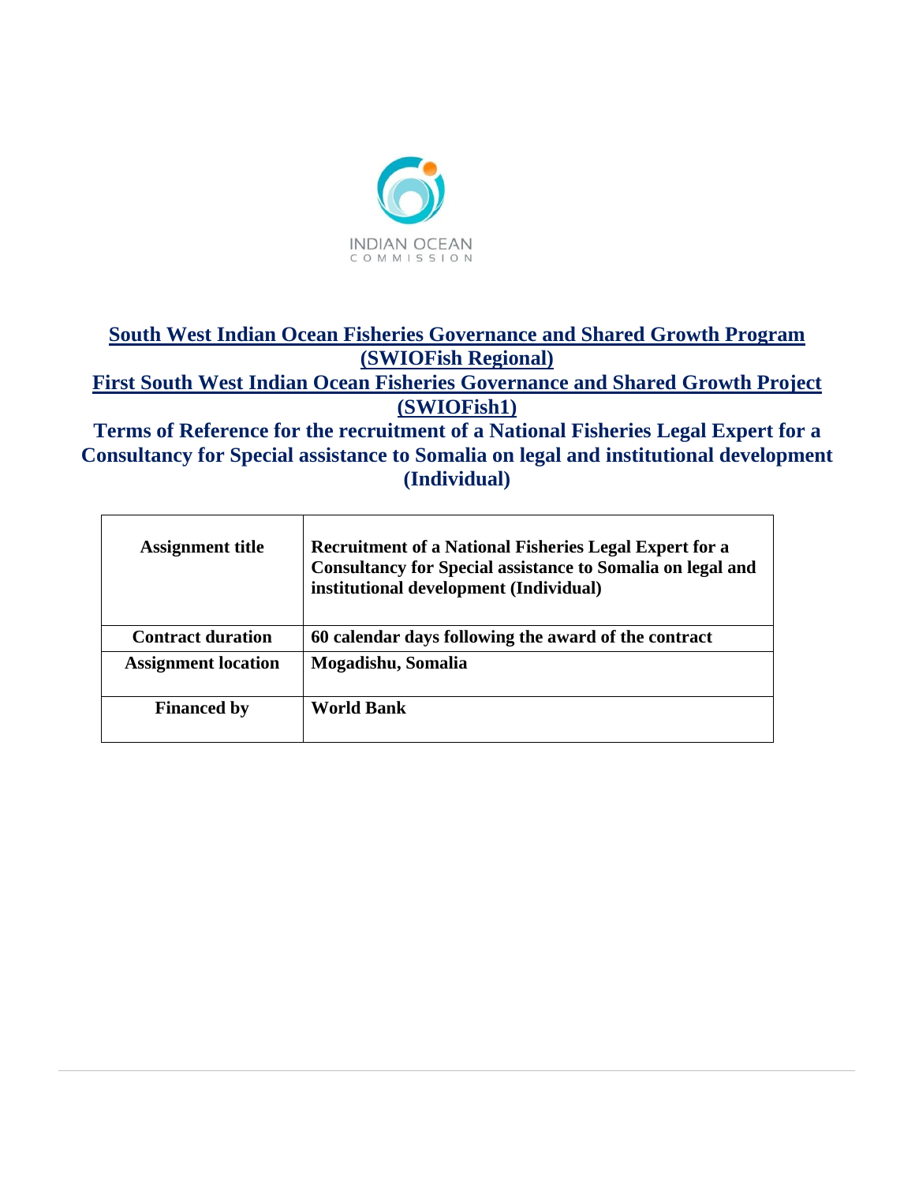INDIAN OCEAN
COMMISSION

# South West Indian Ocean Fisheries Governance and Shared Growth Program (SWIOFish Regional)

# First South West Indian Ocean Fisheries Governance and Shared Growth Project (SWIOFish1)

## Terms of Reference for the recruitment of a National Fisheries Legal Expert for a Consultancy for Special assistance to Somalia on legal and institutional development (Individual)

| **Assignment title** | **Recruitment of a National Fisheries Legal Expert for a Consultancy for Special assistance to Somalia on legal and institutional development (Individual)** |
|---|---|
| **Contract duration** | **60 calendar days following the award of the contract** |
| **Assignment location** | **Mogadishu, Somalia** |
| **Financed by** | **World Bank** |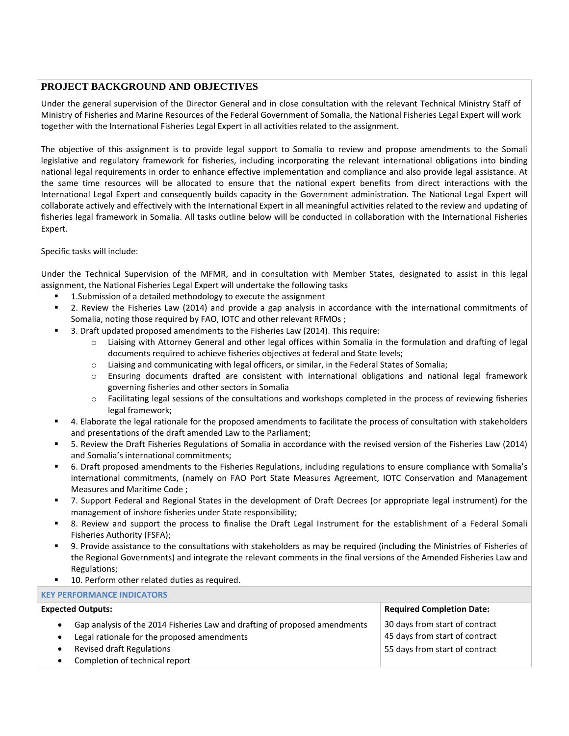## PROJECT BACKGROUND AND OBJECTIVES

Under the general supervision of the Director General and in close consultation with the relevant Technical Ministry Staff of Ministry of Fisheries and Marine Resources of the Federal Government of Somalia, the National Fisheries Legal Expert will work together with the International Fisheries Legal Expert in all activities related to the assignment.

The objective of this assignment is to provide legal support to Somalia to review and propose amendments to the Somali legislative and regulatory framework for fisheries, including incorporating the relevant international obligations into binding national legal requirements in order to enhance effective implementation and compliance and also provide legal assistance. At the same time resources will be allocated to ensure that the national expert benefits from direct interactions with the International Legal Expert and consequently builds capacity in the Government administration. The National Legal Expert will collaborate actively and effectively with the International Expert in all meaningful activities related to the review and updating of fisheries legal framework in Somalia. All tasks outline below will be conducted in collaboration with the International Fisheries Expert.

Specific tasks will include:

Under the Technical Supervision of the MFMR, and in consultation with Member States, designated to assist in this legal assignment, the National Fisheries Legal Expert will undertake the following tasks

- 1.Submission of a detailed methodology to execute the assignment
- 2. Review the Fisheries Law (2014) and provide a gap analysis in accordance with the international commitments of Somalia, noting those required by FAO, IOTC and other relevant RFMOs ;
- 3. Draft updated proposed amendments to the Fisheries Law (2014). This require:
  - Liaising with Attorney General and other legal offices within Somalia in the formulation and drafting of legal documents required to achieve fisheries objectives at federal and State levels;
  - Liaising and communicating with legal officers, or similar, in the Federal States of Somalia;
  - Ensuring documents drafted are consistent with international obligations and national legal framework governing fisheries and other sectors in Somalia
  - Facilitating legal sessions of the consultations and workshops completed in the process of reviewing fisheries legal framework;
- 4. Elaborate the legal rationale for the proposed amendments to facilitate the process of consultation with stakeholders and presentations of the draft amended Law to the Parliament;
- 5. Review the Draft Fisheries Regulations of Somalia in accordance with the revised version of the Fisheries Law (2014) and Somalia's international commitments;
- 6. Draft proposed amendments to the Fisheries Regulations, including regulations to ensure compliance with Somalia's international commitments, (namely on FAO Port State Measures Agreement, IOTC Conservation and Management Measures and Maritime Code ;
- 7. Support Federal and Regional States in the development of Draft Decrees (or appropriate legal instrument) for the management of inshore fisheries under State responsibility;
- 8. Review and support the process to finalise the Draft Legal Instrument for the establishment of a Federal Somali Fisheries Authority (FSFA);
- 9. Provide assistance to the consultations with stakeholders as may be required (including the Ministries of Fisheries of the Regional Governments) and integrate the relevant comments in the final versions of the Amended Fisheries Law and Regulations;
- 10. Perform other related duties as required.

### KEY PERFORMANCE INDICATORS

| Expected Outputs: | Required Completion Date: |
|---|---|
| • Gap analysis of the 2014 Fisheries Law and drafting of proposed amendments<br>• Legal rationale for the proposed amendments<br>• Revised draft Regulations<br>• Completion of technical report | 30 days from start of contract<br>45 days from start of contract<br>55 days from start of contract |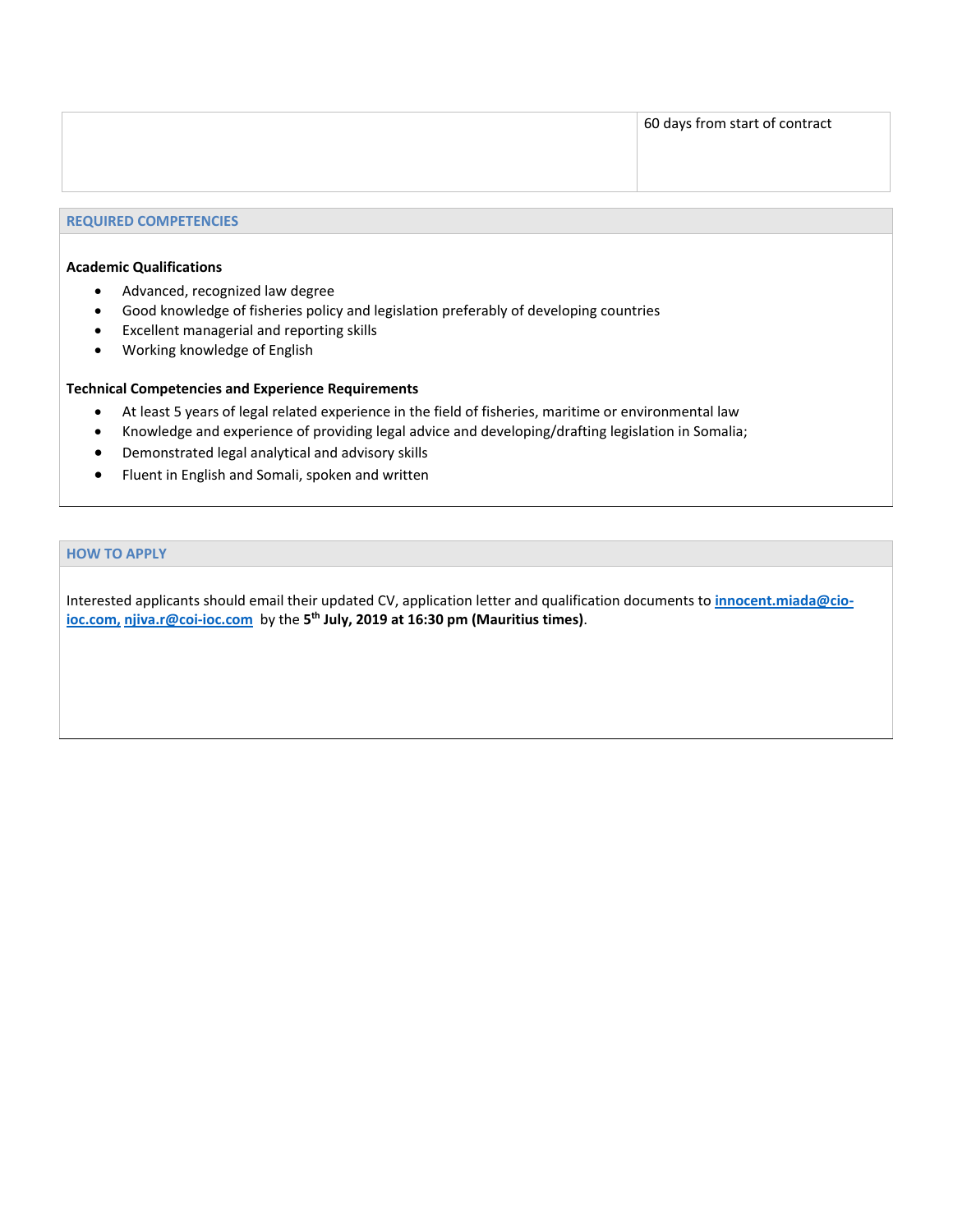| | |
|---|---|
| | 60 days from start of contract |

## REQUIRED COMPETENCIES

**Academic Qualifications**

- Advanced, recognized law degree
- Good knowledge of fisheries policy and legislation preferably of developing countries
- Excellent managerial and reporting skills
- Working knowledge of English

**Technical Competencies and Experience Requirements**

- At least 5 years of legal related experience in the field of fisheries, maritime or environmental law
- Knowledge and experience of providing legal advice and developing/drafting legislation in Somalia;
- Demonstrated legal analytical and advisory skills
- Fluent in English and Somali, spoken and written

## HOW TO APPLY

Interested applicants should email their updated CV, application letter and qualification documents to **innocent.miada@cio-ioc.com, njiva.r@coi-ioc.com** by the **5th July, 2019 at 16:30 pm (Mauritius times)**.